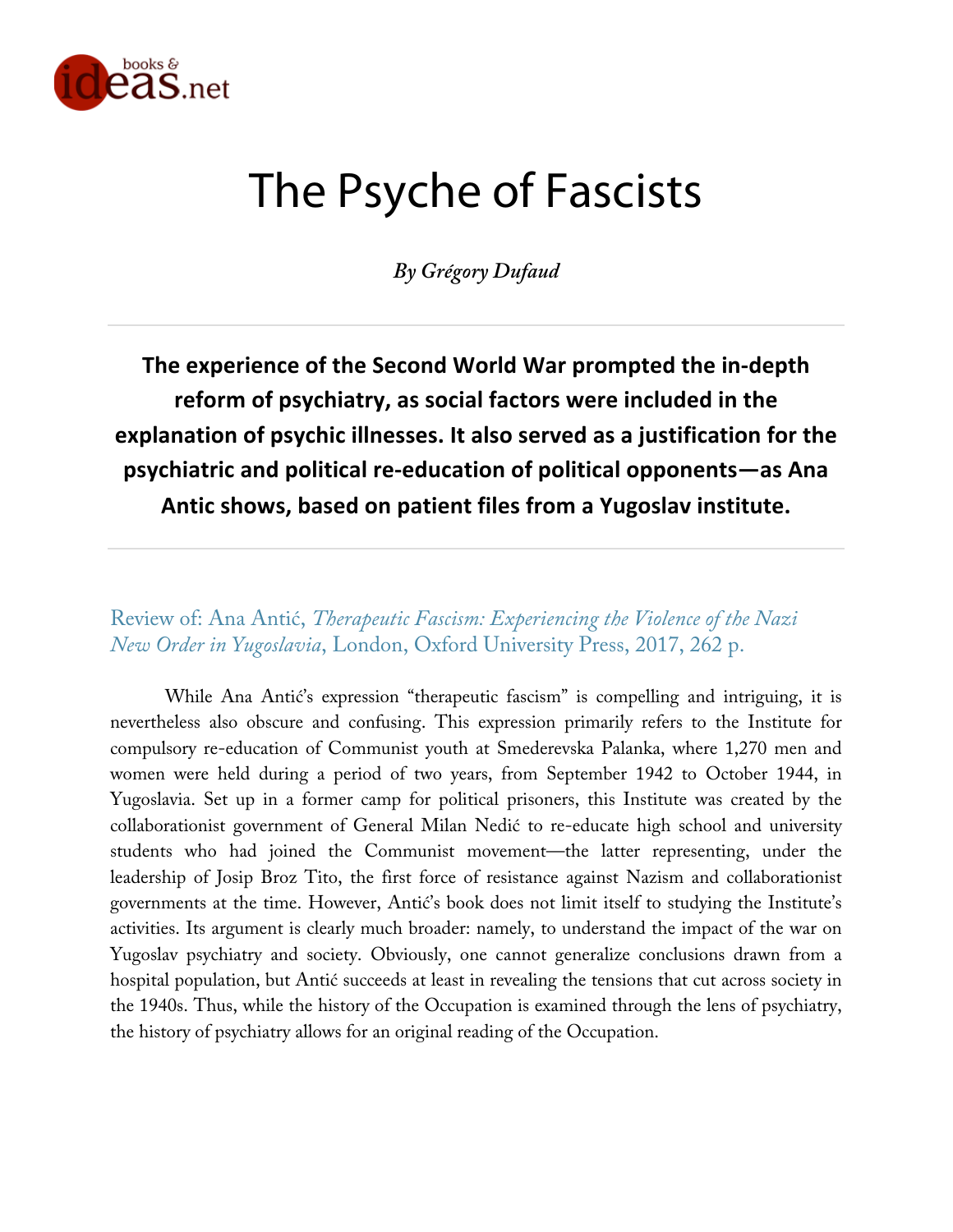# The Psyche of Fascists

*By Grégory Dufaud*

**The experience of the Second World War prompted the in-depth reform of psychiatry, as social factors were included in the explanation of psychic illnesses. It also served as a justification for the psychiatric and political re-education of political opponents—as Ana Antic shows, based on patient files from a Yugoslav institute.**

Review of: Ana Antić, *Therapeutic Fascism: Experiencing the Violence of the Nazi New Order in Yugoslavia*, London, Oxford University Press, 2017, 262 p.

While Ana Antić's expression "therapeutic fascism" is compelling and intriguing, it is nevertheless also obscure and confusing. This expression primarily refers to the Institute for compulsory re-education of Communist youth at Smederevska Palanka, where 1,270 men and women were held during a period of two years, from September 1942 to October 1944, in Yugoslavia. Set up in a former camp for political prisoners, this Institute was created by the collaborationist government of General Milan Nedić to re-educate high school and university students who had joined the Communist movement—the latter representing, under the leadership of Josip Broz Tito, the first force of resistance against Nazism and collaborationist governments at the time. However, Antić's book does not limit itself to studying the Institute's activities. Its argument is clearly much broader: namely, to understand the impact of the war on Yugoslav psychiatry and society. Obviously, one cannot generalize conclusions drawn from a hospital population, but Antić succeeds at least in revealing the tensions that cut across society in the 1940s. Thus, while the history of the Occupation is examined through the lens of psychiatry, the history of psychiatry allows for an original reading of the Occupation.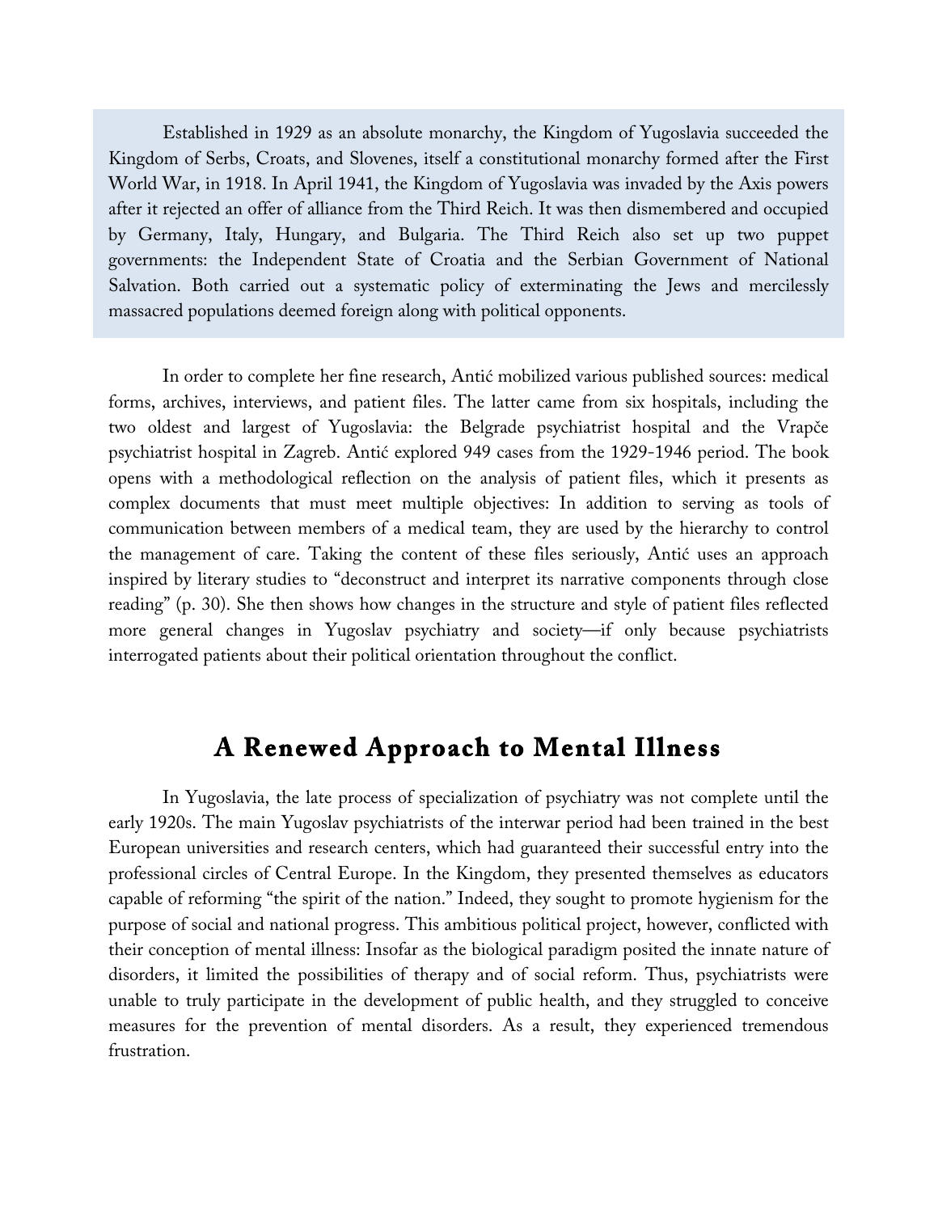Established in 1929 as an absolute monarchy, the Kingdom of Yugoslavia succeeded the Kingdom of Serbs, Croats, and Slovenes, itself a constitutional monarchy formed after the First World War, in 1918. In April 1941, the Kingdom of Yugoslavia was invaded by the Axis powers after it rejected an offer of alliance from the Third Reich. It was then dismembered and occupied by Germany, Italy, Hungary, and Bulgaria. The Third Reich also set up two puppet governments: the Independent State of Croatia and the Serbian Government of National Salvation. Both carried out a systematic policy of exterminating the Jews and mercilessly massacred populations deemed foreign along with political opponents.

In order to complete her fine research, Antić mobilized various published sources: medical forms, archives, interviews, and patient files. The latter came from six hospitals, including the two oldest and largest of Yugoslavia: the Belgrade psychiatrist hospital and the Vrapče psychiatrist hospital in Zagreb. Antić explored 949 cases from the 1929-1946 period. The book opens with a methodological reflection on the analysis of patient files, which it presents as complex documents that must meet multiple objectives: In addition to serving as tools of communication between members of a medical team, they are used by the hierarchy to control the management of care. Taking the content of these files seriously, Antić uses an approach inspired by literary studies to "deconstruct and interpret its narrative components through close reading" (p. 30). She then shows how changes in the structure and style of patient files reflected more general changes in Yugoslav psychiatry and society—if only because psychiatrists interrogated patients about their political orientation throughout the conflict.

## A Renewed Approach to Mental Illness

In Yugoslavia, the late process of specialization of psychiatry was not complete until the early 1920s. The main Yugoslav psychiatrists of the interwar period had been trained in the best European universities and research centers, which had guaranteed their successful entry into the professional circles of Central Europe. In the Kingdom, they presented themselves as educators capable of reforming "the spirit of the nation." Indeed, they sought to promote hygienism for the purpose of social and national progress. This ambitious political project, however, conflicted with their conception of mental illness: Insofar as the biological paradigm posited the innate nature of disorders, it limited the possibilities of therapy and of social reform. Thus, psychiatrists were unable to truly participate in the development of public health, and they struggled to conceive measures for the prevention of mental disorders. As a result, they experienced tremendous frustration.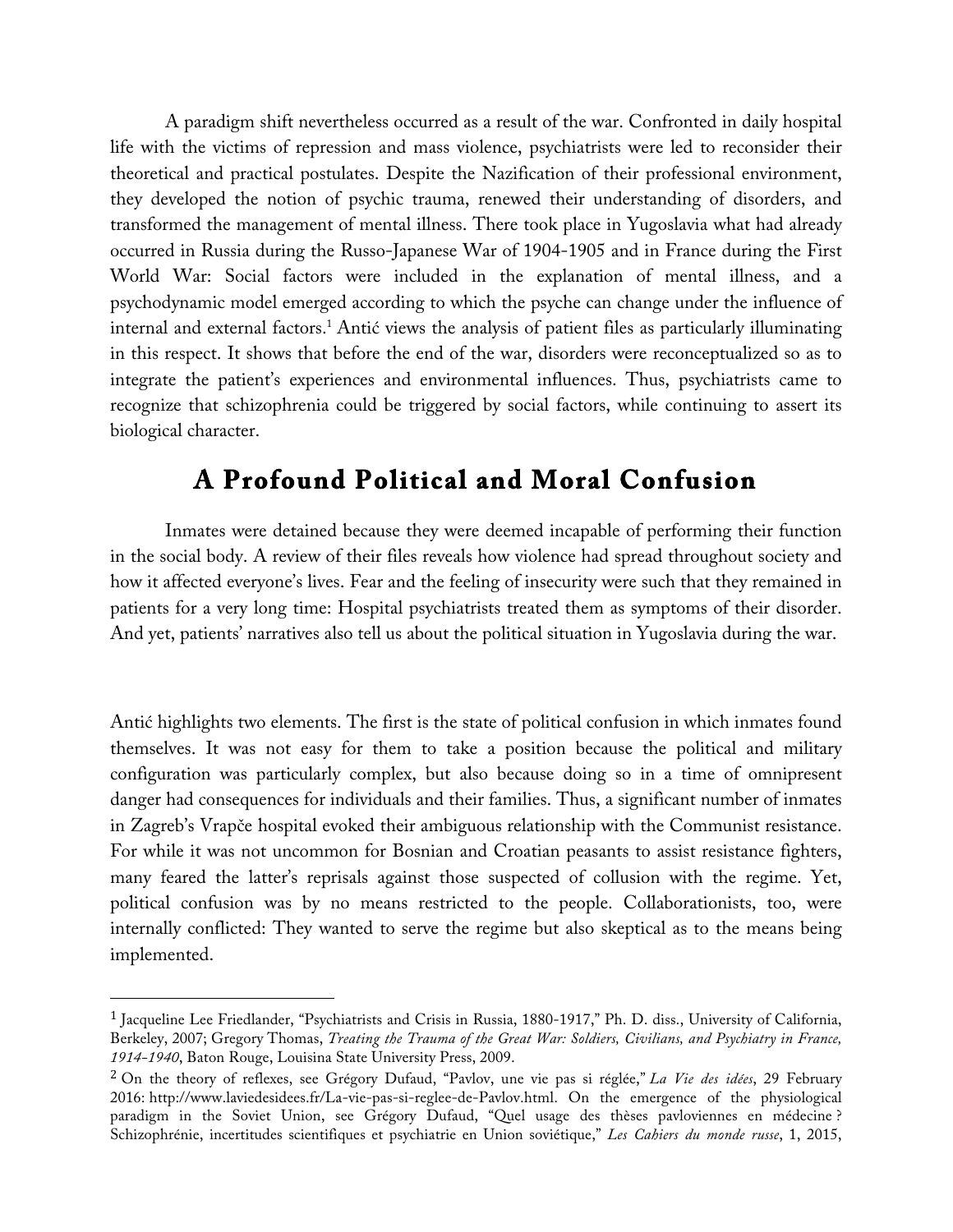A paradigm shift nevertheless occurred as a result of the war. Confronted in daily hospital life with the victims of repression and mass violence, psychiatrists were led to reconsider their theoretical and practical postulates. Despite the Nazification of their professional environment, they developed the notion of psychic trauma, renewed their understanding of disorders, and transformed the management of mental illness. There took place in Yugoslavia what had already occurred in Russia during the Russo-Japanese War of 1904-1905 and in France during the First World War: Social factors were included in the explanation of mental illness, and a psychodynamic model emerged according to which the psyche can change under the influence of internal and external factors.[1] Antić views the analysis of patient files as particularly illuminating in this respect. It shows that before the end of the war, disorders were reconceptualized so as to integrate the patient's experiences and environmental influences. Thus, psychiatrists came to recognize that schizophrenia could be triggered by social factors, while continuing to assert its biological character.

## A Profound Political and Moral Confusion

Inmates were detained because they were deemed incapable of performing their function in the social body. A review of their files reveals how violence had spread throughout society and how it affected everyone's lives. Fear and the feeling of insecurity were such that they remained in patients for a very long time: Hospital psychiatrists treated them as symptoms of their disorder. And yet, patients' narratives also tell us about the political situation in Yugoslavia during the war.

Antić highlights two elements. The first is the state of political confusion in which inmates found themselves. It was not easy for them to take a position because the political and military configuration was particularly complex, but also because doing so in a time of omnipresent danger had consequences for individuals and their families. Thus, a significant number of inmates in Zagreb's Vrapče hospital evoked their ambiguous relationship with the Communist resistance. For while it was not uncommon for Bosnian and Croatian peasants to assist resistance fighters, many feared the latter's reprisals against those suspected of collusion with the regime. Yet, political confusion was by no means restricted to the people. Collaborationists, too, were internally conflicted: They wanted to serve the regime but also skeptical as to the means being implemented.

---

[1] Jacqueline Lee Friedlander, "Psychiatrists and Crisis in Russia, 1880-1917," Ph. D. diss., University of California, Berkeley, 2007; Gregory Thomas, *Treating the Trauma of the Great War: Soldiers, Civilians, and Psychiatry in France, 1914-1940*, Baton Rouge, Louisina State University Press, 2009.

[2] On the theory of reflexes, see Grégory Dufaud, "Pavlov, une vie pas si réglée," *La Vie des idées*, 29 February 2016: http://www.laviedesidees.fr/La-vie-pas-si-reglee-de-Pavlov.html. On the emergence of the physiological paradigm in the Soviet Union, see Grégory Dufaud, "Quel usage des thèses pavloviennes en médecine ? Schizophrénie, incertitudes scientifiques et psychiatrie en Union soviétique," *Les Cahiers du monde russe*, 1, 2015,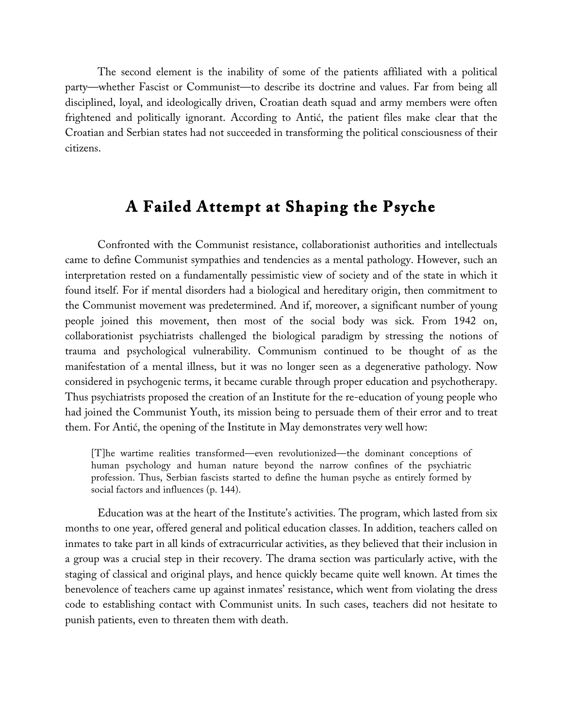The second element is the inability of some of the patients affiliated with a political party—whether Fascist or Communist—to describe its doctrine and values. Far from being all disciplined, loyal, and ideologically driven, Croatian death squad and army members were often frightened and politically ignorant. According to Antić, the patient files make clear that the Croatian and Serbian states had not succeeded in transforming the political consciousness of their citizens.

## A Failed Attempt at Shaping the Psyche

Confronted with the Communist resistance, collaborationist authorities and intellectuals came to define Communist sympathies and tendencies as a mental pathology. However, such an interpretation rested on a fundamentally pessimistic view of society and of the state in which it found itself. For if mental disorders had a biological and hereditary origin, then commitment to the Communist movement was predetermined. And if, moreover, a significant number of young people joined this movement, then most of the social body was sick. From 1942 on, collaborationist psychiatrists challenged the biological paradigm by stressing the notions of trauma and psychological vulnerability. Communism continued to be thought of as the manifestation of a mental illness, but it was no longer seen as a degenerative pathology. Now considered in psychogenic terms, it became curable through proper education and psychotherapy. Thus psychiatrists proposed the creation of an Institute for the re-education of young people who had joined the Communist Youth, its mission being to persuade them of their error and to treat them. For Antić, the opening of the Institute in May demonstrates very well how:

> [T]he wartime realities transformed—even revolutionized—the dominant conceptions of human psychology and human nature beyond the narrow confines of the psychiatric profession. Thus, Serbian fascists started to define the human psyche as entirely formed by social factors and influences (p. 144).

Education was at the heart of the Institute's activities. The program, which lasted from six months to one year, offered general and political education classes. In addition, teachers called on inmates to take part in all kinds of extracurricular activities, as they believed that their inclusion in a group was a crucial step in their recovery. The drama section was particularly active, with the staging of classical and original plays, and hence quickly became quite well known. At times the benevolence of teachers came up against inmates' resistance, which went from violating the dress code to establishing contact with Communist units. In such cases, teachers did not hesitate to punish patients, even to threaten them with death.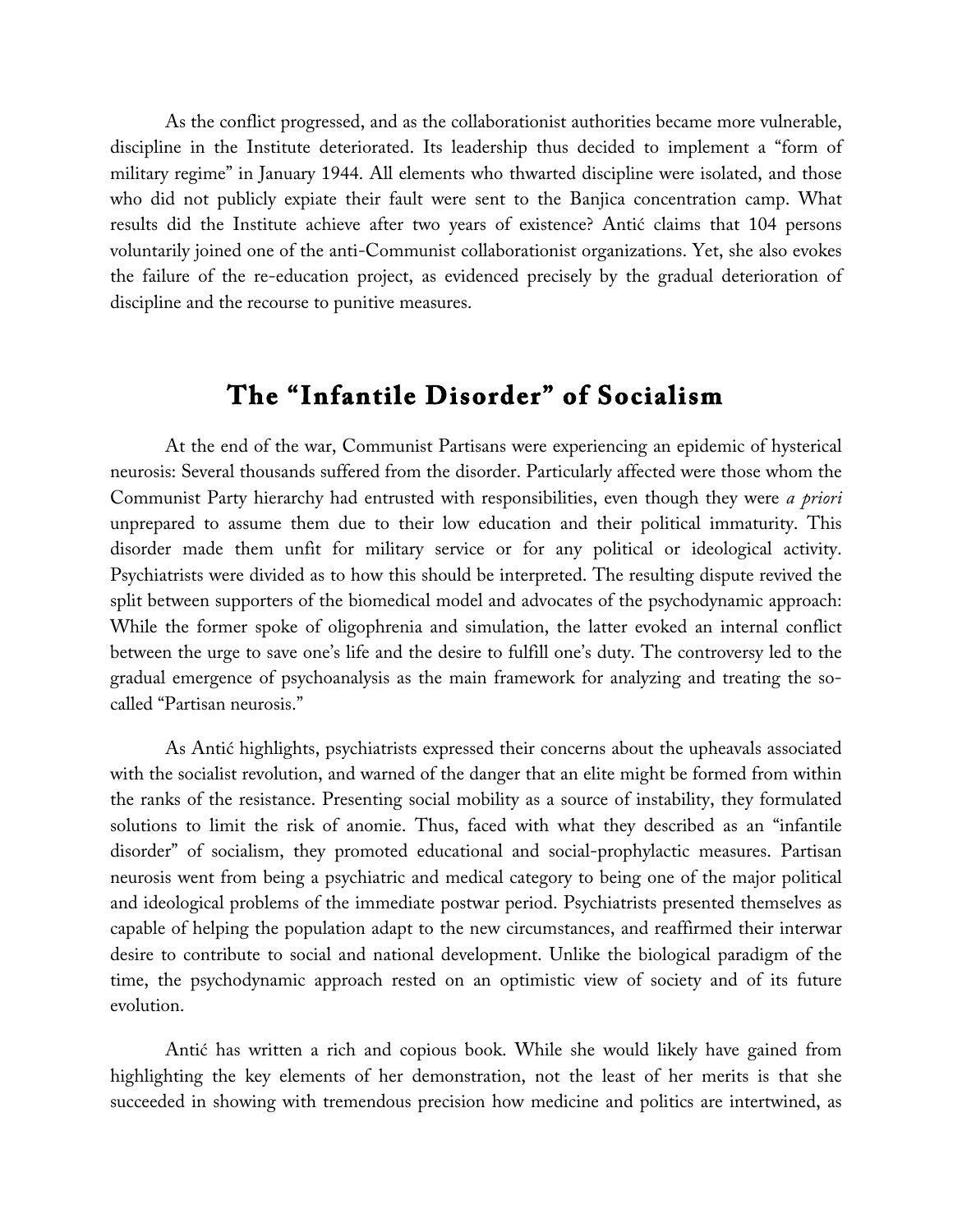As the conflict progressed, and as the collaborationist authorities became more vulnerable, discipline in the Institute deteriorated. Its leadership thus decided to implement a "form of military regime" in January 1944. All elements who thwarted discipline were isolated, and those who did not publicly expiate their fault were sent to the Banjica concentration camp. What results did the Institute achieve after two years of existence? Antić claims that 104 persons voluntarily joined one of the anti-Communist collaborationist organizations. Yet, she also evokes the failure of the re-education project, as evidenced precisely by the gradual deterioration of discipline and the recourse to punitive measures.

## The "Infantile Disorder" of Socialism

At the end of the war, Communist Partisans were experiencing an epidemic of hysterical neurosis: Several thousands suffered from the disorder. Particularly affected were those whom the Communist Party hierarchy had entrusted with responsibilities, even though they were *a priori* unprepared to assume them due to their low education and their political immaturity. This disorder made them unfit for military service or for any political or ideological activity. Psychiatrists were divided as to how this should be interpreted. The resulting dispute revived the split between supporters of the biomedical model and advocates of the psychodynamic approach: While the former spoke of oligophrenia and simulation, the latter evoked an internal conflict between the urge to save one's life and the desire to fulfill one's duty. The controversy led to the gradual emergence of psychoanalysis as the main framework for analyzing and treating the so-called "Partisan neurosis."

As Antić highlights, psychiatrists expressed their concerns about the upheavals associated with the socialist revolution, and warned of the danger that an elite might be formed from within the ranks of the resistance. Presenting social mobility as a source of instability, they formulated solutions to limit the risk of anomie. Thus, faced with what they described as an "infantile disorder" of socialism, they promoted educational and social-prophylactic measures. Partisan neurosis went from being a psychiatric and medical category to being one of the major political and ideological problems of the immediate postwar period. Psychiatrists presented themselves as capable of helping the population adapt to the new circumstances, and reaffirmed their interwar desire to contribute to social and national development. Unlike the biological paradigm of the time, the psychodynamic approach rested on an optimistic view of society and of its future evolution.

Antić has written a rich and copious book. While she would likely have gained from highlighting the key elements of her demonstration, not the least of her merits is that she succeeded in showing with tremendous precision how medicine and politics are intertwined, as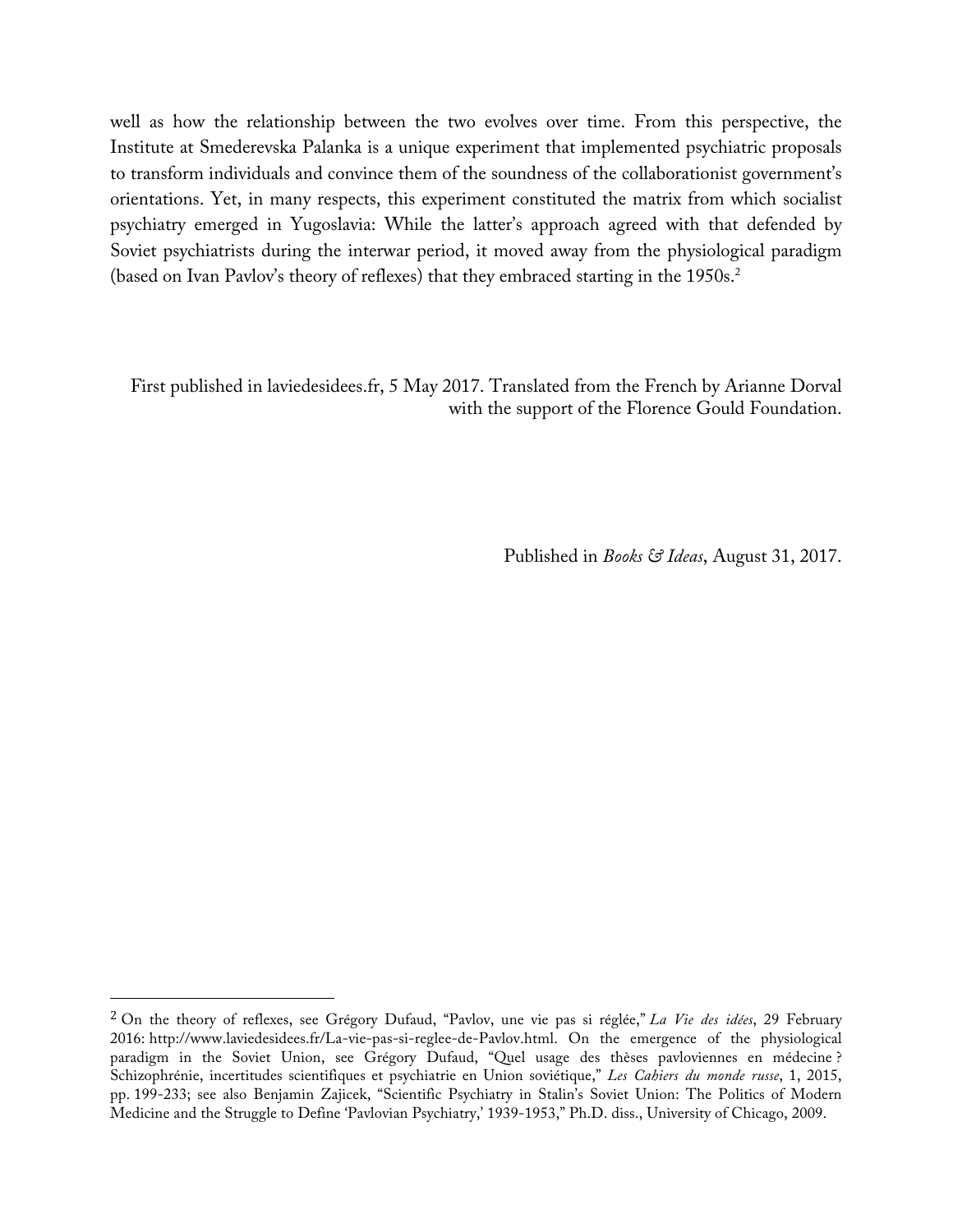well as how the relationship between the two evolves over time. From this perspective, the Institute at Smederevska Palanka is a unique experiment that implemented psychiatric proposals to transform individuals and convince them of the soundness of the collaborationist government's orientations. Yet, in many respects, this experiment constituted the matrix from which socialist psychiatry emerged in Yugoslavia: While the latter's approach agreed with that defended by Soviet psychiatrists during the interwar period, it moved away from the physiological paradigm (based on Ivan Pavlov's theory of reflexes) that they embraced starting in the 1950s.[2]

First published in laviedesidees.fr, 5 May 2017. Translated from the French by Arianne Dorval with the support of the Florence Gould Foundation.

Published in *Books & Ideas*, August 31, 2017.

---

[2] On the theory of reflexes, see Grégory Dufaud, "Pavlov, une vie pas si réglée," *La Vie des idées*, 29 February 2016: http://www.laviedesidees.fr/La-vie-pas-si-reglee-de-Pavlov.html. On the emergence of the physiological paradigm in the Soviet Union, see Grégory Dufaud, "Quel usage des thèses pavloviennes en médecine ? Schizophrénie, incertitudes scientifiques et psychiatrie en Union soviétique," *Les Cahiers du monde russe*, 1, 2015, pp. 199-233; see also Benjamin Zajicek, "Scientific Psychiatry in Stalin's Soviet Union: The Politics of Modern Medicine and the Struggle to Define 'Pavlovian Psychiatry,' 1939-1953," Ph.D. diss., University of Chicago, 2009.